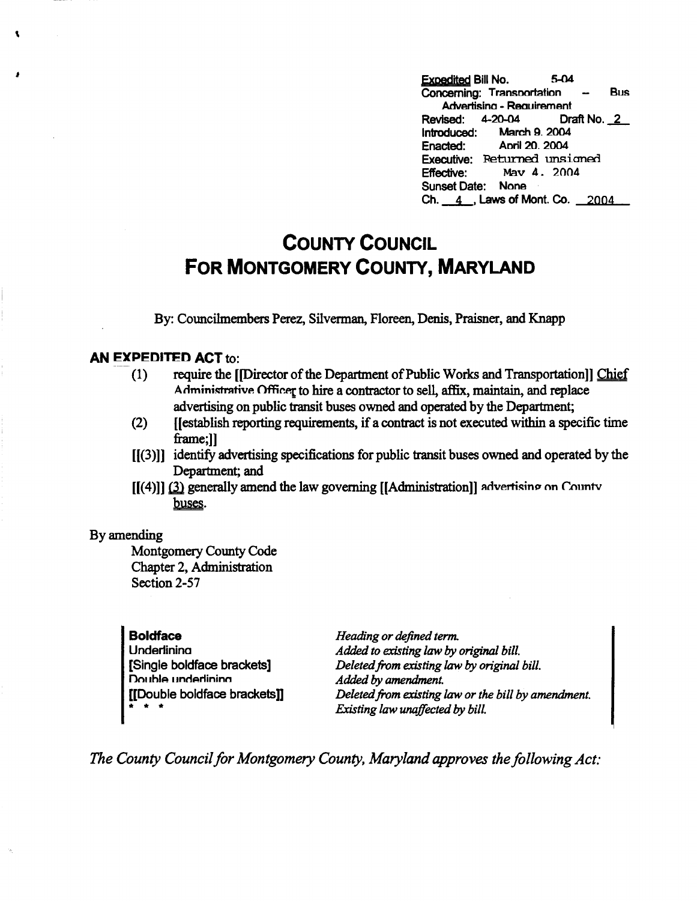Expedited Bill No. 5-04
Concerning: Transportation – Bus Advertising - Requirement
Revised: 4-20-04 Draft No. 2
Introduced: March 9, 2004
Enacted: April 20, 2004
Executive: Returned unsigned
Effective: May 4, 2004
Sunset Date: None
Ch. 4, Laws of Mont. Co. 2004

# COUNTY COUNCIL
# FOR MONTGOMERY COUNTY, MARYLAND

By: Councilmembers Perez, Silverman, Floreen, Denis, Praisner, and Knapp

**AN EXPEDITED ACT** to:

(1) require the [[Director of the Department of Public Works and Transportation]] Chief Administrative Officer to hire a contractor to sell, affix, maintain, and replace advertising on public transit buses owned and operated by the Department;

(2) [[establish reporting requirements, if a contract is not executed within a specific time frame;]]

[[(3)]] identify advertising specifications for public transit buses owned and operated by the Department; and

[[(4)]] (3) generally amend the law governing [[Administration]] advertising on County buses.

By amending
Montgomery County Code
Chapter 2, Administration
Section 2-57

| | |
|---|---|
| **Boldface** | *Heading or defined term.* |
| Underlining | *Added to existing law by original bill.* |
| [Single boldface brackets] | *Deleted from existing law by original bill.* |
| Double underlining | *Added by amendment.* |
| [[Double boldface brackets]] | *Deleted from existing law or the bill by amendment.* |
| * * * | *Existing law unaffected by bill.* |

*The County Council for Montgomery County, Maryland approves the following Act:*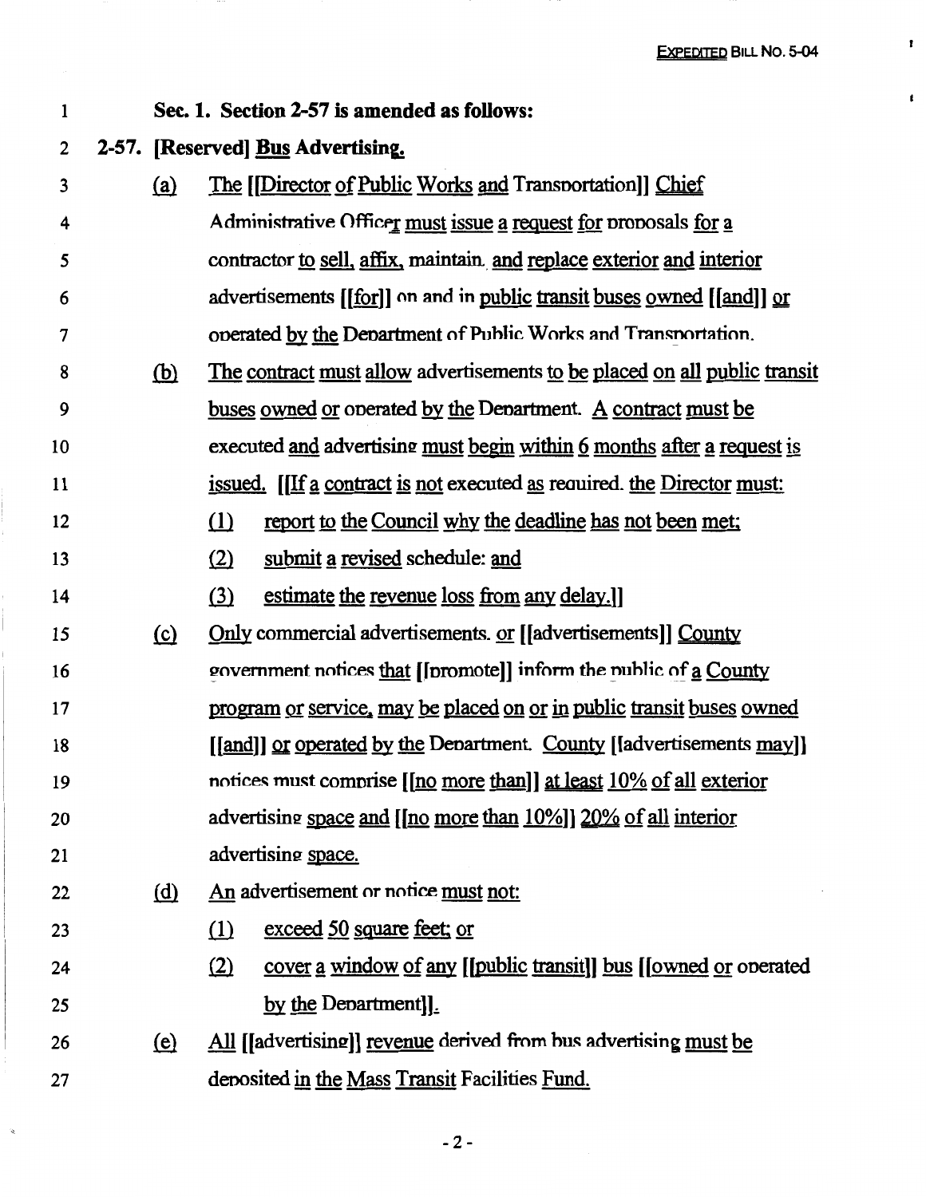**Sec. 1. Section 2-57 is amended as follows:**

**2-57. [Reserved] Bus Advertising.**

(a) The [[Director of Public Works and Transportation]] Chief Administrative Officer must issue a request for proposals for a contractor to sell, affix, maintain, and replace exterior and interior advertisements [[for]] on and in public transit buses owned [[and]] or operated by the Department of Public Works and Transportation.

(b) The contract must allow advertisements to be placed on all public transit buses owned or operated by the Department. A contract must be executed and advertising must begin within 6 months after a request is issued. [[If a contract is not executed as required, the Director must:

(1) report to the Council why the deadline has not been met;

(2) submit a revised schedule; and

(3) estimate the revenue loss from any delay.]]

(c) Only commercial advertisements, or [[advertisements]] County government notices that [[promote]] inform the public of a County program or service, may be placed on or in public transit buses owned [[and]] or operated by the Department. County [[advertisements may]] notices must comprise [[no more than]] at least 10% of all exterior advertising space and [[no more than 10%]] 20% of all interior advertising space.

(d) An advertisement or notice must not:

(1) exceed 50 square feet; or

(2) cover a window of any [[public transit]] bus [[owned or operated by the Department]].

(e) All [[advertising]] revenue derived from bus advertising must be deposited in the Mass Transit Facilities Fund.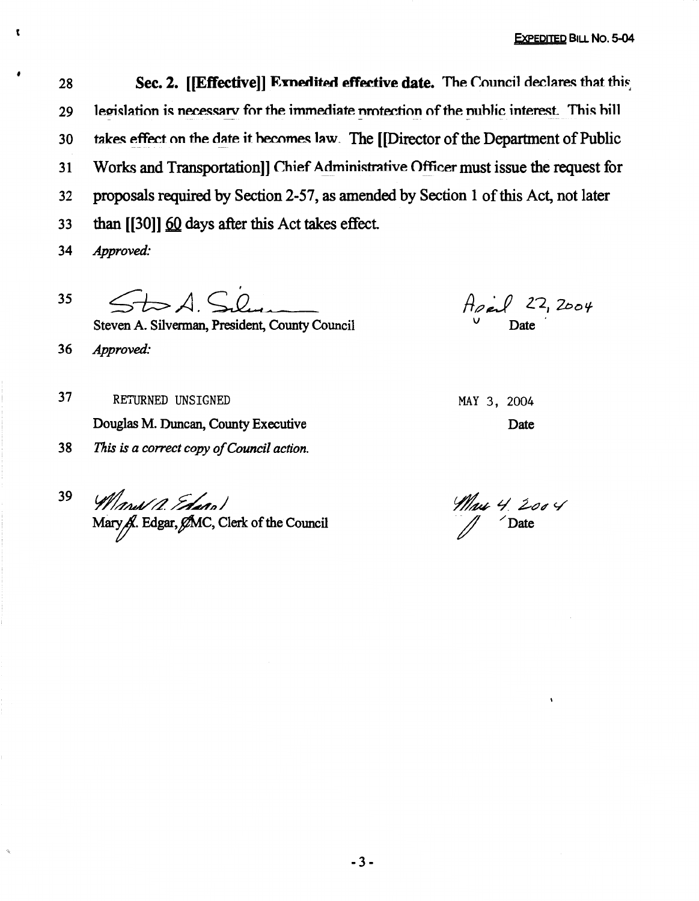28 **Sec. 2. [[Effective]] Expedited effective date.** The Council declares that this
29 legislation is necessary for the immediate protection of the public interest. This bill
30 takes effect on the date it becomes law. The [[Director of the Department of Public
31 Works and Transportation]] Chief Administrative Officer must issue the request for
32 proposals required by Section 2-57, as amended by Section 1 of this Act, not later
33 than [[30]] 60 days after this Act takes effect.

34 *Approved:*

35 Steven A. Silverman, President, County Council — April 22, 2004 — Date

36 *Approved:*

37 RETURNED UNSIGNED — MAY 3, 2004

Douglas M. Duncan, County Executive — Date

38 *This is a correct copy of Council action.*

39 Mary A. Edgar, CMC, Clerk of the Council — May 4, 2004 — Date